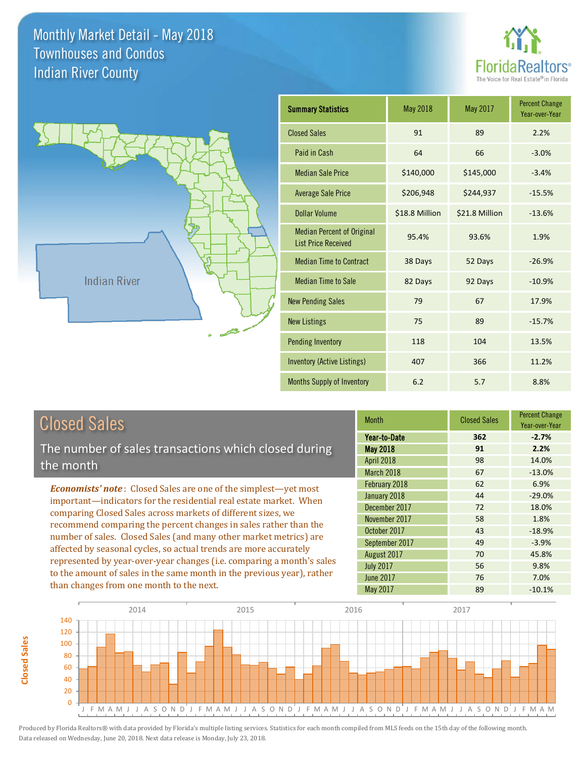# Monthly Market Detail - May 2018
## Townhouses and Condos
## Indian River County

| Summary Statistics | May 2018 | May 2017 | Percent Change Year-over-Year |
|---|---|---|---|
| Closed Sales | 91 | 89 | 2.2% |
| Paid in Cash | 64 | 66 | -3.0% |
| Median Sale Price | $140,000 | $145,000 | -3.4% |
| Average Sale Price | $206,948 | $244,937 | -15.5% |
| Dollar Volume | $18.8 Million | $21.8 Million | -13.6% |
| Median Percent of Original List Price Received | 95.4% | 93.6% | 1.9% |
| Median Time to Contract | 38 Days | 52 Days | -26.9% |
| Median Time to Sale | 82 Days | 92 Days | -10.9% |
| New Pending Sales | 79 | 67 | 17.9% |
| New Listings | 75 | 89 | -15.7% |
| Pending Inventory | 118 | 104 | 13.5% |
| Inventory (Active Listings) | 407 | 366 | 11.2% |
| Months Supply of Inventory | 6.2 | 5.7 | 8.8% |

## Closed Sales

The number of sales transactions which closed during the month

*Economists' note*: Closed Sales are one of the simplest—yet most important—indicators for the residential real estate market. When comparing Closed Sales across markets of different sizes, we recommend comparing the percent changes in sales rather than the number of sales. Closed Sales (and many other market metrics) are affected by seasonal cycles, so actual trends are more accurately represented by year-over-year changes (i.e. comparing a month's sales to the amount of sales in the same month in the previous year), rather than changes from one month to the next.

| Month | Closed Sales | Percent Change Year-over-Year |
|---|---|---|
| **Year-to-Date** | **362** | **-2.7%** |
| **May 2018** | **91** | **2.2%** |
| April 2018 | 98 | 14.0% |
| March 2018 | 67 | -13.0% |
| February 2018 | 62 | 6.9% |
| January 2018 | 44 | -29.0% |
| December 2017 | 72 | 18.0% |
| November 2017 | 58 | 1.8% |
| October 2017 | 43 | -18.9% |
| September 2017 | 49 | -3.9% |
| August 2017 | 70 | 45.8% |
| July 2017 | 56 | 9.8% |
| June 2017 | 76 | 7.0% |
| May 2017 | 89 | -10.1% |

Produced by Florida Realtors® with data provided by Florida's multiple listing services. Statistics for each month compiled from MLS feeds on the 15th day of the following month. Data released on Wednesday, June 20, 2018. Next data release is Monday, July 23, 2018.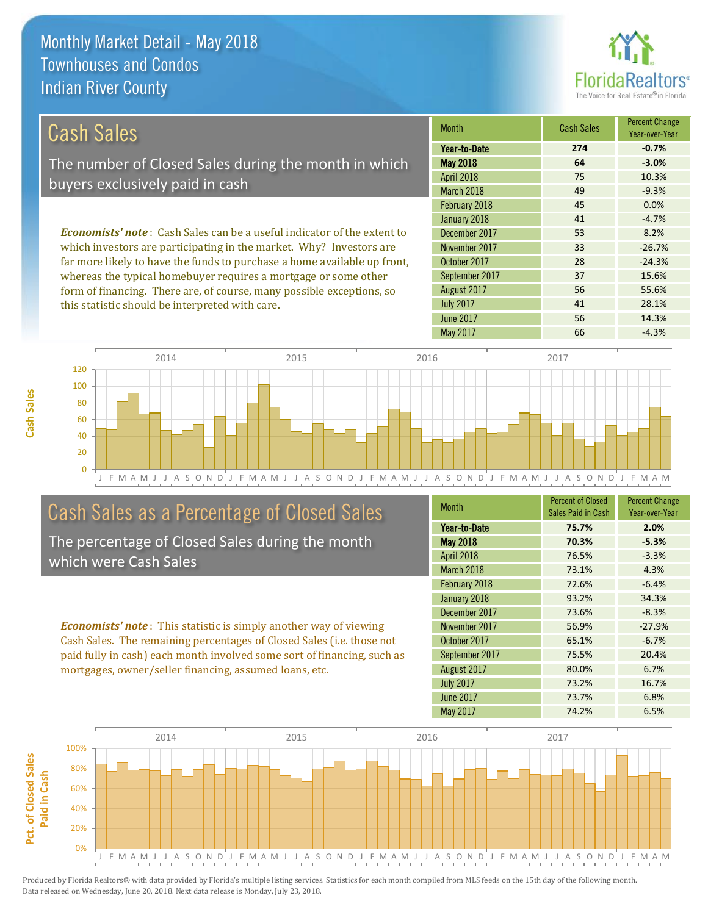# Monthly Market Detail - May 2018
## Townhouses and Condos
## Indian River County

FloridaRealtors® The Voice for Real Estate® in Florida

## Cash Sales

The number of Closed Sales during the month in which buyers exclusively paid in cash

*Economists' note*: Cash Sales can be a useful indicator of the extent to which investors are participating in the market. Why? Investors are far more likely to have the funds to purchase a home available up front, whereas the typical homebuyer requires a mortgage or some other form of financing. There are, of course, many possible exceptions, so this statistic should be interpreted with care.

| Month | Cash Sales | Percent Change Year-over-Year |
|---|---|---|
| **Year-to-Date** | **274** | **-0.7%** |
| **May 2018** | **64** | **-3.0%** |
| April 2018 | 75 | 10.3% |
| March 2018 | 49 | -9.3% |
| February 2018 | 45 | 0.0% |
| January 2018 | 41 | -4.7% |
| December 2017 | 53 | 8.2% |
| November 2017 | 33 | -26.7% |
| October 2017 | 28 | -24.3% |
| September 2017 | 37 | 15.6% |
| August 2017 | 56 | 55.6% |
| July 2017 | 41 | 28.1% |
| June 2017 | 56 | 14.3% |
| May 2017 | 66 | -4.3% |

## Cash Sales as a Percentage of Closed Sales

The percentage of Closed Sales during the month which were Cash Sales

*Economists' note*: This statistic is simply another way of viewing Cash Sales. The remaining percentages of Closed Sales (i.e. those not paid fully in cash) each month involved some sort of financing, such as mortgages, owner/seller financing, assumed loans, etc.

| Month | Percent of Closed Sales Paid in Cash | Percent Change Year-over-Year |
|---|---|---|
| **Year-to-Date** | **75.7%** | **2.0%** |
| **May 2018** | **70.3%** | **-5.3%** |
| April 2018 | 76.5% | -3.3% |
| March 2018 | 73.1% | 4.3% |
| February 2018 | 72.6% | -6.4% |
| January 2018 | 93.2% | 34.3% |
| December 2017 | 73.6% | -8.3% |
| November 2017 | 56.9% | -27.9% |
| October 2017 | 65.1% | -6.7% |
| September 2017 | 75.5% | 20.4% |
| August 2017 | 80.0% | 6.7% |
| July 2017 | 73.2% | 16.7% |
| June 2017 | 73.7% | 6.8% |
| May 2017 | 74.2% | 6.5% |

Produced by Florida Realtors® with data provided by Florida's multiple listing services. Statistics for each month compiled from MLS feeds on the 15th day of the following month. Data released on Wednesday, June 20, 2018. Next data release is Monday, July 23, 2018.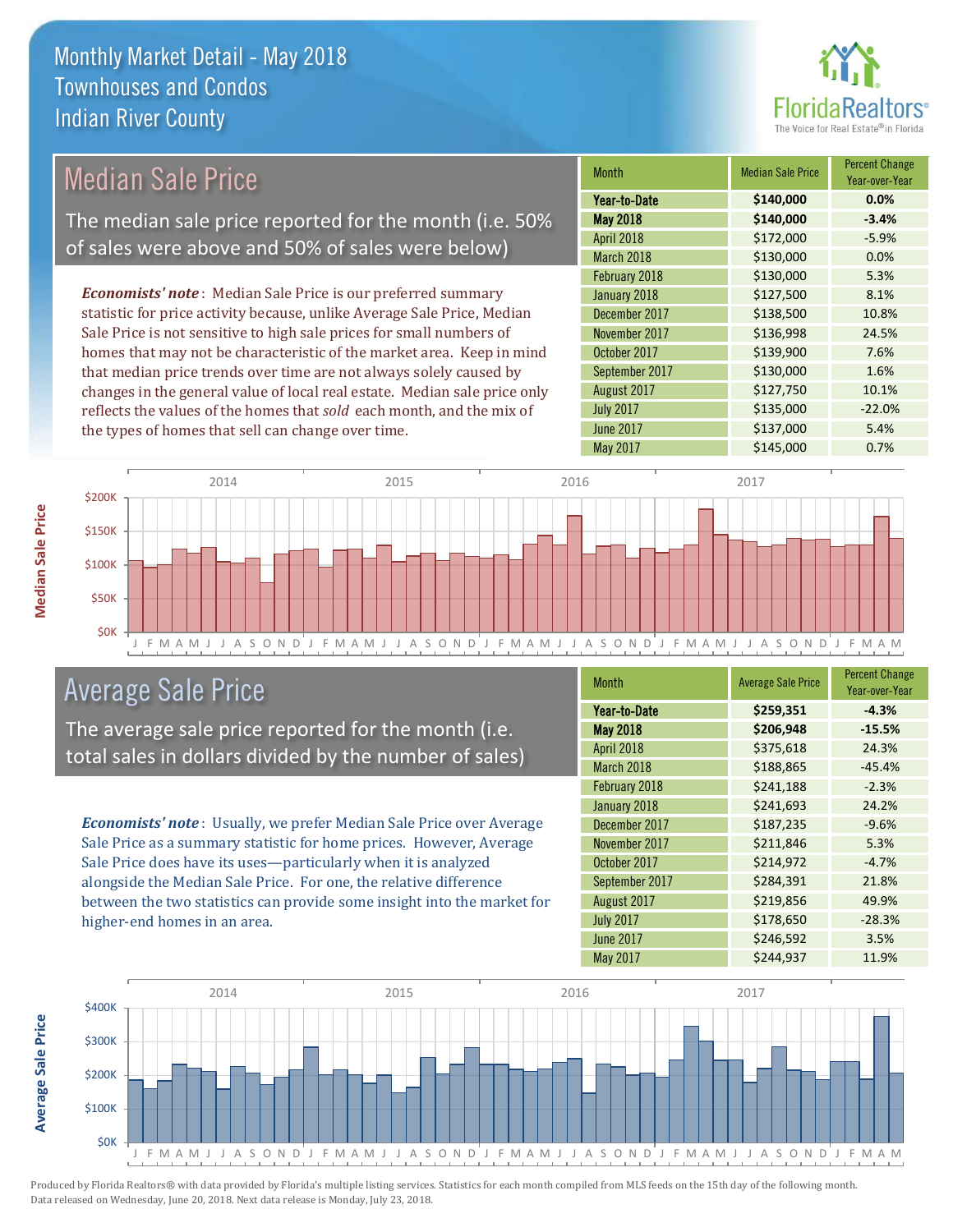# Monthly Market Detail - May 2018
## Townhouses and Condos
## Indian River County

## Median Sale Price

The median sale price reported for the month (i.e. 50% of sales were above and 50% of sales were below)

***Economists' note***: Median Sale Price is our preferred summary statistic for price activity because, unlike Average Sale Price, Median Sale Price is not sensitive to high sale prices for small numbers of homes that may not be characteristic of the market area. Keep in mind that median price trends over time are not always solely caused by changes in the general value of local real estate. Median sale price only reflects the values of the homes that *sold* each month, and the mix of the types of homes that sell can change over time.

| Month | Median Sale Price | Percent Change Year-over-Year |
|---|---|---|
| **Year-to-Date** | **$140,000** | **0.0%** |
| **May 2018** | **$140,000** | **-3.4%** |
| April 2018 | $172,000 | -5.9% |
| March 2018 | $130,000 | 0.0% |
| February 2018 | $130,000 | 5.3% |
| January 2018 | $127,500 | 8.1% |
| December 2017 | $138,500 | 10.8% |
| November 2017 | $136,998 | 24.5% |
| October 2017 | $139,900 | 7.6% |
| September 2017 | $130,000 | 1.6% |
| August 2017 | $127,750 | 10.1% |
| July 2017 | $135,000 | -22.0% |
| June 2017 | $137,000 | 5.4% |
| May 2017 | $145,000 | 0.7% |

## Average Sale Price

The average sale price reported for the month (i.e. total sales in dollars divided by the number of sales)

***Economists' note***: Usually, we prefer Median Sale Price over Average Sale Price as a summary statistic for home prices. However, Average Sale Price does have its uses—particularly when it is analyzed alongside the Median Sale Price. For one, the relative difference between the two statistics can provide some insight into the market for higher-end homes in an area.

| Month | Average Sale Price | Percent Change Year-over-Year |
|---|---|---|
| **Year-to-Date** | **$259,351** | **-4.3%** |
| **May 2018** | **$206,948** | **-15.5%** |
| April 2018 | $375,618 | 24.3% |
| March 2018 | $188,865 | -45.4% |
| February 2018 | $241,188 | -2.3% |
| January 2018 | $241,693 | 24.2% |
| December 2017 | $187,235 | -9.6% |
| November 2017 | $211,846 | 5.3% |
| October 2017 | $214,972 | -4.7% |
| September 2017 | $284,391 | 21.8% |
| August 2017 | $219,856 | 49.9% |
| July 2017 | $178,650 | -28.3% |
| June 2017 | $246,592 | 3.5% |
| May 2017 | $244,937 | 11.9% |

Produced by Florida Realtors® with data provided by Florida's multiple listing services. Statistics for each month compiled from MLS feeds on the 15th day of the following month. Data released on Wednesday, June 20, 2018. Next data release is Monday, July 23, 2018.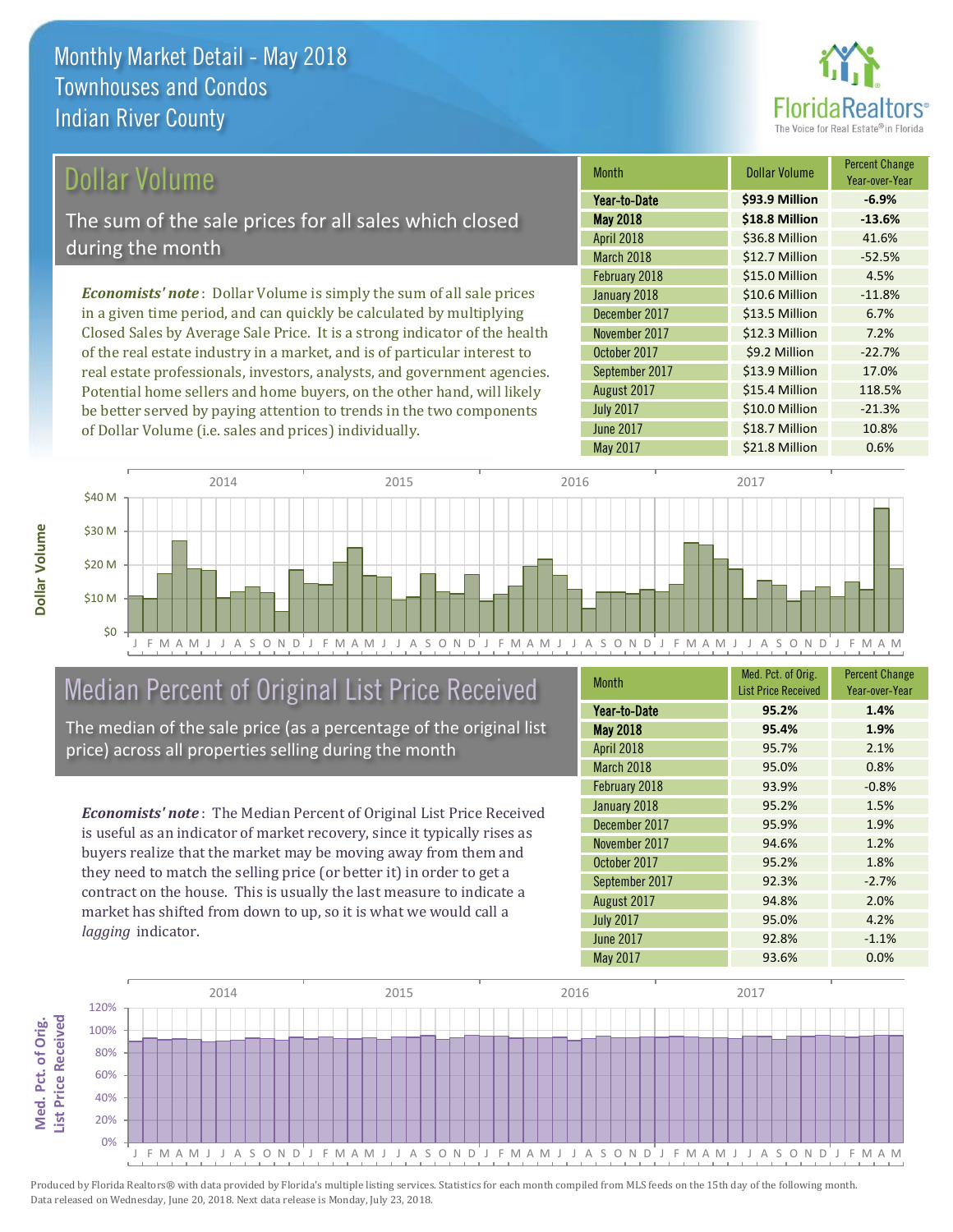# Monthly Market Detail - May 2018
## Townhouses and Condos
## Indian River County

## Dollar Volume

The sum of the sale prices for all sales which closed during the month

*Economists' note*: Dollar Volume is simply the sum of all sale prices in a given time period, and can quickly be calculated by multiplying Closed Sales by Average Sale Price. It is a strong indicator of the health of the real estate industry in a market, and is of particular interest to real estate professionals, investors, analysts, and government agencies. Potential home sellers and home buyers, on the other hand, will likely be better served by paying attention to trends in the two components of Dollar Volume (i.e. sales and prices) individually.

| Month | Dollar Volume | Percent Change Year-over-Year |
|---|---|---|
| **Year-to-Date** | **$93.9 Million** | **-6.9%** |
| **May 2018** | **$18.8 Million** | **-13.6%** |
| April 2018 | $36.8 Million | 41.6% |
| March 2018 | $12.7 Million | -52.5% |
| February 2018 | $15.0 Million | 4.5% |
| January 2018 | $10.6 Million | -11.8% |
| December 2017 | $13.5 Million | 6.7% |
| November 2017 | $12.3 Million | 7.2% |
| October 2017 | $9.2 Million | -22.7% |
| September 2017 | $13.9 Million | 17.0% |
| August 2017 | $15.4 Million | 118.5% |
| July 2017 | $10.0 Million | -21.3% |
| June 2017 | $18.7 Million | 10.8% |
| May 2017 | $21.8 Million | 0.6% |

## Median Percent of Original List Price Received

The median of the sale price (as a percentage of the original list price) across all properties selling during the month

*Economists' note*: The Median Percent of Original List Price Received is useful as an indicator of market recovery, since it typically rises as buyers realize that the market may be moving away from them and they need to match the selling price (or better it) in order to get a contract on the house. This is usually the last measure to indicate a market has shifted from down to up, so it is what we would call a *lagging* indicator.

| Month | Med. Pct. of Orig. List Price Received | Percent Change Year-over-Year |
|---|---|---|
| **Year-to-Date** | **95.2%** | **1.4%** |
| **May 2018** | **95.4%** | **1.9%** |
| April 2018 | 95.7% | 2.1% |
| March 2018 | 95.0% | 0.8% |
| February 2018 | 93.9% | -0.8% |
| January 2018 | 95.2% | 1.5% |
| December 2017 | 95.9% | 1.9% |
| November 2017 | 94.6% | 1.2% |
| October 2017 | 95.2% | 1.8% |
| September 2017 | 92.3% | -2.7% |
| August 2017 | 94.8% | 2.0% |
| July 2017 | 95.0% | 4.2% |
| June 2017 | 92.8% | -1.1% |
| May 2017 | 93.6% | 0.0% |

Produced by Florida Realtors® with data provided by Florida's multiple listing services. Statistics for each month compiled from MLS feeds on the 15th day of the following month. Data released on Wednesday, June 20, 2018. Next data release is Monday, July 23, 2018.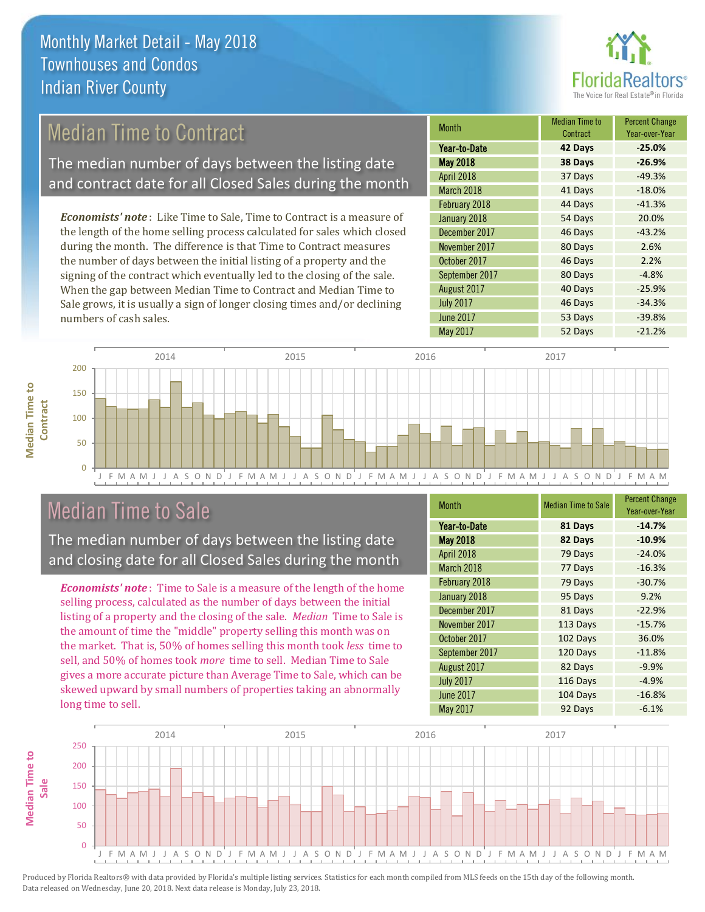# Monthly Market Detail - May 2018
## Townhouses and Condos
## Indian River County

## Median Time to Contract

The median number of days between the listing date and contract date for all Closed Sales during the month

*Economists' note*: Like Time to Sale, Time to Contract is a measure of the length of the home selling process calculated for sales which closed during the month. The difference is that Time to Contract measures the number of days between the initial listing of a property and the signing of the contract which eventually led to the closing of the sale. When the gap between Median Time to Contract and Median Time to Sale grows, it is usually a sign of longer closing times and/or declining numbers of cash sales.

| Month | Median Time to Contract | Percent Change Year-over-Year |
|---|---|---|
| **Year-to-Date** | **42 Days** | **-25.0%** |
| **May 2018** | **38 Days** | **-26.9%** |
| April 2018 | 37 Days | -49.3% |
| March 2018 | 41 Days | -18.0% |
| February 2018 | 44 Days | -41.3% |
| January 2018 | 54 Days | 20.0% |
| December 2017 | 46 Days | -43.2% |
| November 2017 | 80 Days | 2.6% |
| October 2017 | 46 Days | 2.2% |
| September 2017 | 80 Days | -4.8% |
| August 2017 | 40 Days | -25.9% |
| July 2017 | 46 Days | -34.3% |
| June 2017 | 53 Days | -39.8% |
| May 2017 | 52 Days | -21.2% |

## Median Time to Sale

The median number of days between the listing date and closing date for all Closed Sales during the month

*Economists' note*: Time to Sale is a measure of the length of the home selling process, calculated as the number of days between the initial listing of a property and the closing of the sale. *Median* Time to Sale is the amount of time the "middle" property selling this month was on the market. That is, 50% of homes selling this month took *less* time to sell, and 50% of homes took *more* time to sell. Median Time to Sale gives a more accurate picture than Average Time to Sale, which can be skewed upward by small numbers of properties taking an abnormally long time to sell.

| Month | Median Time to Sale | Percent Change Year-over-Year |
|---|---|---|
| **Year-to-Date** | **81 Days** | **-14.7%** |
| **May 2018** | **82 Days** | **-10.9%** |
| April 2018 | 79 Days | -24.0% |
| March 2018 | 77 Days | -16.3% |
| February 2018 | 79 Days | -30.7% |
| January 2018 | 95 Days | 9.2% |
| December 2017 | 81 Days | -22.9% |
| November 2017 | 113 Days | -15.7% |
| October 2017 | 102 Days | 36.0% |
| September 2017 | 120 Days | -11.8% |
| August 2017 | 82 Days | -9.9% |
| July 2017 | 116 Days | -4.9% |
| June 2017 | 104 Days | -16.8% |
| May 2017 | 92 Days | -6.1% |

Produced by Florida Realtors® with data provided by Florida's multiple listing services. Statistics for each month compiled from MLS feeds on the 15th day of the following month. Data released on Wednesday, June 20, 2018. Next data release is Monday, July 23, 2018.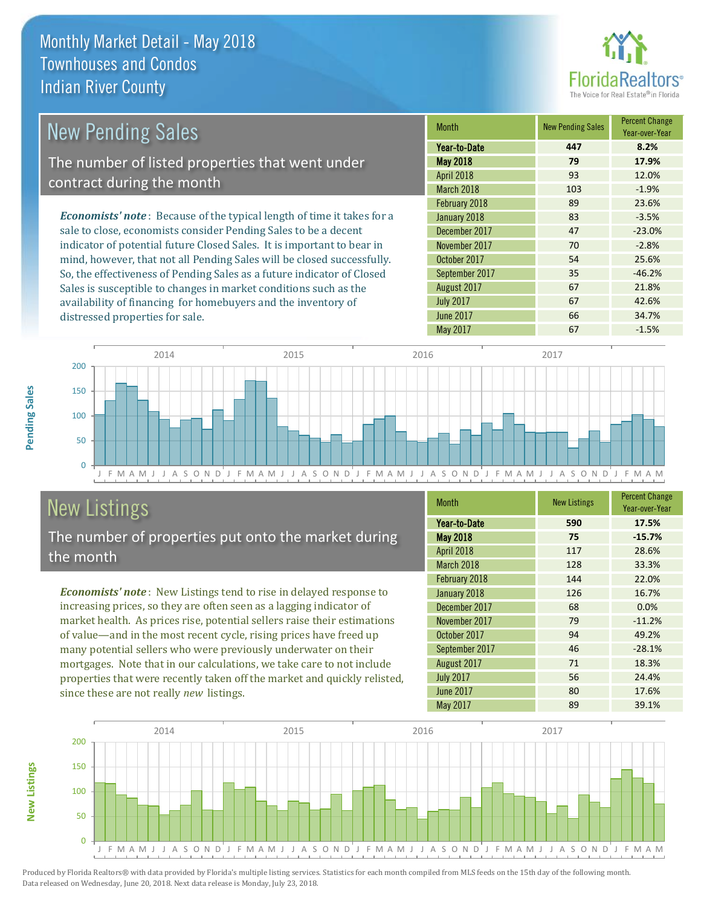# Monthly Market Detail - May 2018
## Townhouses and Condos
## Indian River County

## New Pending Sales

The number of listed properties that went under contract during the month

***Economists' note***: Because of the typical length of time it takes for a sale to close, economists consider Pending Sales to be a decent indicator of potential future Closed Sales. It is important to bear in mind, however, that not all Pending Sales will be closed successfully. So, the effectiveness of Pending Sales as a future indicator of Closed Sales is susceptible to changes in market conditions such as the availability of financing for homebuyers and the inventory of distressed properties for sale.

| Month | New Pending Sales | Percent Change Year-over-Year |
|---|---|---|
| **Year-to-Date** | **447** | **8.2%** |
| **May 2018** | **79** | **17.9%** |
| April 2018 | 93 | 12.0% |
| March 2018 | 103 | -1.9% |
| February 2018 | 89 | 23.6% |
| January 2018 | 83 | -3.5% |
| December 2017 | 47 | -23.0% |
| November 2017 | 70 | -2.8% |
| October 2017 | 54 | 25.6% |
| September 2017 | 35 | -46.2% |
| August 2017 | 67 | 21.8% |
| July 2017 | 67 | 42.6% |
| June 2017 | 66 | 34.7% |
| May 2017 | 67 | -1.5% |

## New Listings

The number of properties put onto the market during the month

***Economists' note***: New Listings tend to rise in delayed response to increasing prices, so they are often seen as a lagging indicator of market health. As prices rise, potential sellers raise their estimations of value—and in the most recent cycle, rising prices have freed up many potential sellers who were previously underwater on their mortgages. Note that in our calculations, we take care to not include properties that were recently taken off the market and quickly relisted, since these are not really *new* listings.

| Month | New Listings | Percent Change Year-over-Year |
|---|---|---|
| **Year-to-Date** | **590** | **17.5%** |
| **May 2018** | **75** | **-15.7%** |
| April 2018 | 117 | 28.6% |
| March 2018 | 128 | 33.3% |
| February 2018 | 144 | 22.0% |
| January 2018 | 126 | 16.7% |
| December 2017 | 68 | 0.0% |
| November 2017 | 79 | -11.2% |
| October 2017 | 94 | 49.2% |
| September 2017 | 46 | -28.1% |
| August 2017 | 71 | 18.3% |
| July 2017 | 56 | 24.4% |
| June 2017 | 80 | 17.6% |
| May 2017 | 89 | 39.1% |

Produced by Florida Realtors® with data provided by Florida's multiple listing services. Statistics for each month compiled from MLS feeds on the 15th day of the following month. Data released on Wednesday, June 20, 2018. Next data release is Monday, July 23, 2018.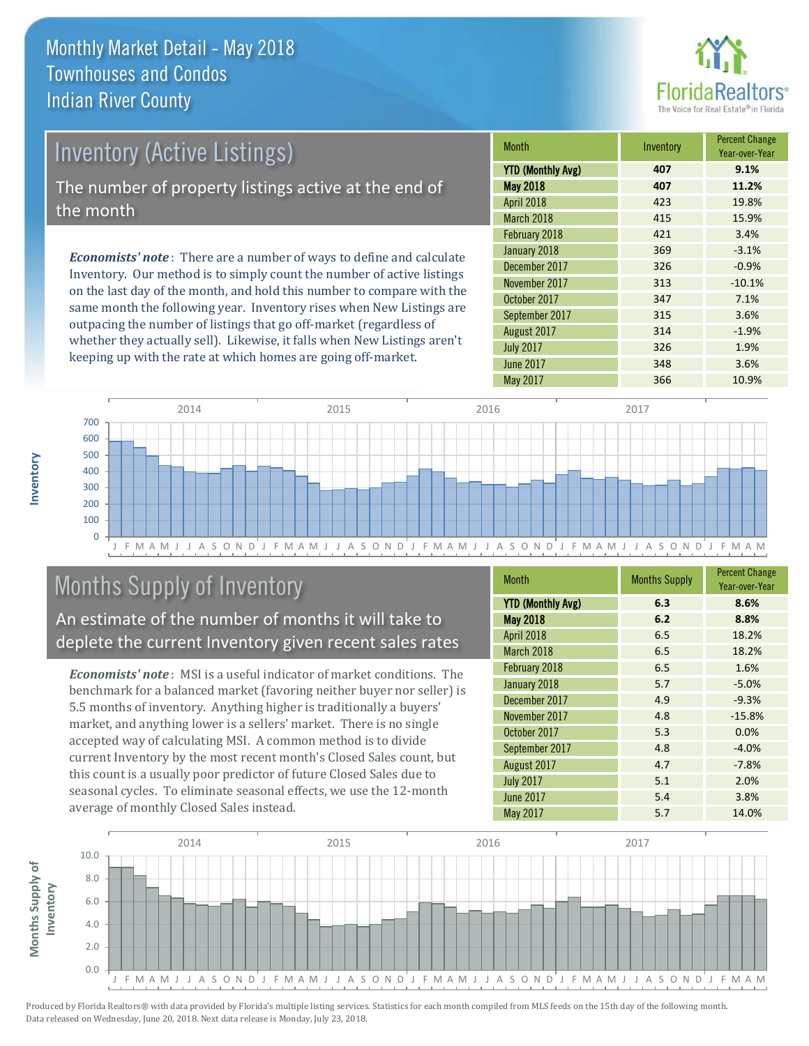# Monthly Market Detail - May 2018
## Townhouses and Condos
## Indian River County

## Inventory (Active Listings)

The number of property listings active at the end of the month

***Economists' note***: There are a number of ways to define and calculate Inventory. Our method is to simply count the number of active listings on the last day of the month, and hold this number to compare with the same month the following year. Inventory rises when New Listings are outpacing the number of listings that go off-market (regardless of whether they actually sell). Likewise, it falls when New Listings aren't keeping up with the rate at which homes are going off-market.

| Month | Inventory | Percent Change Year-over-Year |
|---|---|---|
| **YTD (Monthly Avg)** | **407** | **9.1%** |
| **May 2018** | **407** | **11.2%** |
| April 2018 | 423 | 19.8% |
| March 2018 | 415 | 15.9% |
| February 2018 | 421 | 3.4% |
| January 2018 | 369 | -3.1% |
| December 2017 | 326 | -0.9% |
| November 2017 | 313 | -10.1% |
| October 2017 | 347 | 7.1% |
| September 2017 | 315 | 3.6% |
| August 2017 | 314 | -1.9% |
| July 2017 | 326 | 1.9% |
| June 2017 | 348 | 3.6% |
| May 2017 | 366 | 10.9% |

## Months Supply of Inventory

An estimate of the number of months it will take to deplete the current Inventory given recent sales rates

***Economists' note***: MSI is a useful indicator of market conditions. The benchmark for a balanced market (favoring neither buyer nor seller) is 5.5 months of inventory. Anything higher is traditionally a buyers' market, and anything lower is a sellers' market. There is no single accepted way of calculating MSI. A common method is to divide current Inventory by the most recent month's Closed Sales count, but this count is a usually poor predictor of future Closed Sales due to seasonal cycles. To eliminate seasonal effects, we use the 12-month average of monthly Closed Sales instead.

| Month | Months Supply | Percent Change Year-over-Year |
|---|---|---|
| **YTD (Monthly Avg)** | **6.3** | **8.6%** |
| **May 2018** | **6.2** | **8.8%** |
| April 2018 | 6.5 | 18.2% |
| March 2018 | 6.5 | 18.2% |
| February 2018 | 6.5 | 1.6% |
| January 2018 | 5.7 | -5.0% |
| December 2017 | 4.9 | -9.3% |
| November 2017 | 4.8 | -15.8% |
| October 2017 | 5.3 | 0.0% |
| September 2017 | 4.8 | -4.0% |
| August 2017 | 4.7 | -7.8% |
| July 2017 | 5.1 | 2.0% |
| June 2017 | 5.4 | 3.8% |
| May 2017 | 5.7 | 14.0% |

Produced by Florida Realtors® with data provided by Florida's multiple listing services. Statistics for each month compiled from MLS feeds on the 15th day of the following month. Data released on Wednesday, June 20, 2018. Next data release is Monday, July 23, 2018.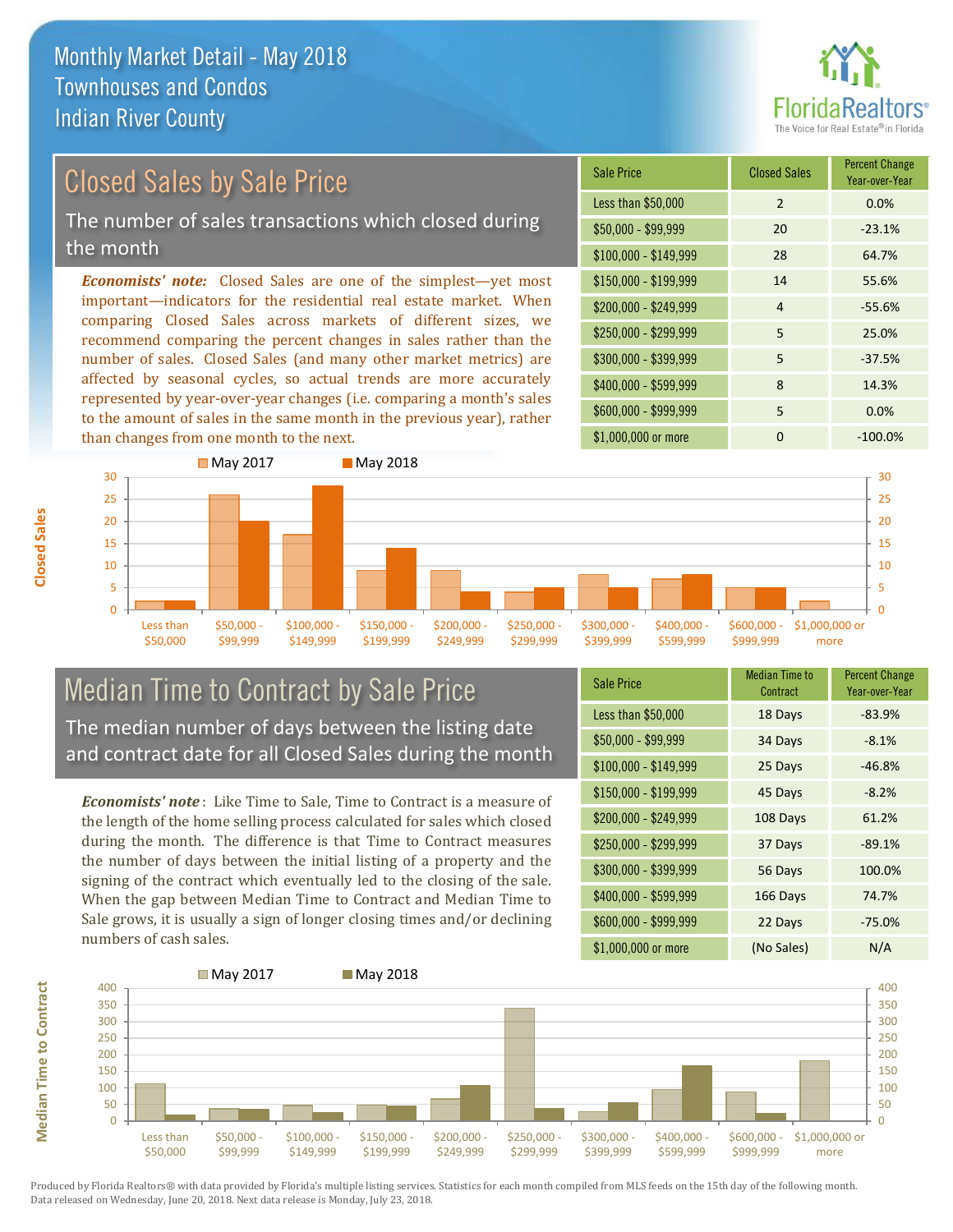# Monthly Market Detail - May 2018
## Townhouses and Condos
## Indian River County

## Closed Sales by Sale Price

The number of sales transactions which closed during the month

***Economists' note:*** Closed Sales are one of the simplest—yet most important—indicators for the residential real estate market. When comparing Closed Sales across markets of different sizes, we recommend comparing the percent changes in sales rather than the number of sales. Closed Sales (and many other market metrics) are affected by seasonal cycles, so actual trends are more accurately represented by year-over-year changes (i.e. comparing a month's sales to the amount of sales in the same month in the previous year), rather than changes from one month to the next.

| Sale Price | Closed Sales | Percent Change Year-over-Year |
|---|---|---|
| Less than $50,000 | 2 | 0.0% |
| $50,000 - $99,999 | 20 | -23.1% |
| $100,000 - $149,999 | 28 | 64.7% |
| $150,000 - $199,999 | 14 | 55.6% |
| $200,000 - $249,999 | 4 | -55.6% |
| $250,000 - $299,999 | 5 | 25.0% |
| $300,000 - $399,999 | 5 | -37.5% |
| $400,000 - $599,999 | 8 | 14.3% |
| $600,000 - $999,999 | 5 | 0.0% |
| $1,000,000 or more | 0 | -100.0% |

## Median Time to Contract by Sale Price

The median number of days between the listing date and contract date for all Closed Sales during the month

***Economists' note***: Like Time to Sale, Time to Contract is a measure of the length of the home selling process calculated for sales which closed during the month. The difference is that Time to Contract measures the number of days between the initial listing of a property and the signing of the contract which eventually led to the closing of the sale. When the gap between Median Time to Contract and Median Time to Sale grows, it is usually a sign of longer closing times and/or declining numbers of cash sales.

| Sale Price | Median Time to Contract | Percent Change Year-over-Year |
|---|---|---|
| Less than $50,000 | 18 Days | -83.9% |
| $50,000 - $99,999 | 34 Days | -8.1% |
| $100,000 - $149,999 | 25 Days | -46.8% |
| $150,000 - $199,999 | 45 Days | -8.2% |
| $200,000 - $249,999 | 108 Days | 61.2% |
| $250,000 - $299,999 | 37 Days | -89.1% |
| $300,000 - $399,999 | 56 Days | 100.0% |
| $400,000 - $599,999 | 166 Days | 74.7% |
| $600,000 - $999,999 | 22 Days | -75.0% |
| $1,000,000 or more | (No Sales) | N/A |

Produced by Florida Realtors® with data provided by Florida's multiple listing services. Statistics for each month compiled from MLS feeds on the 15th day of the following month. Data released on Wednesday, June 20, 2018. Next data release is Monday, July 23, 2018.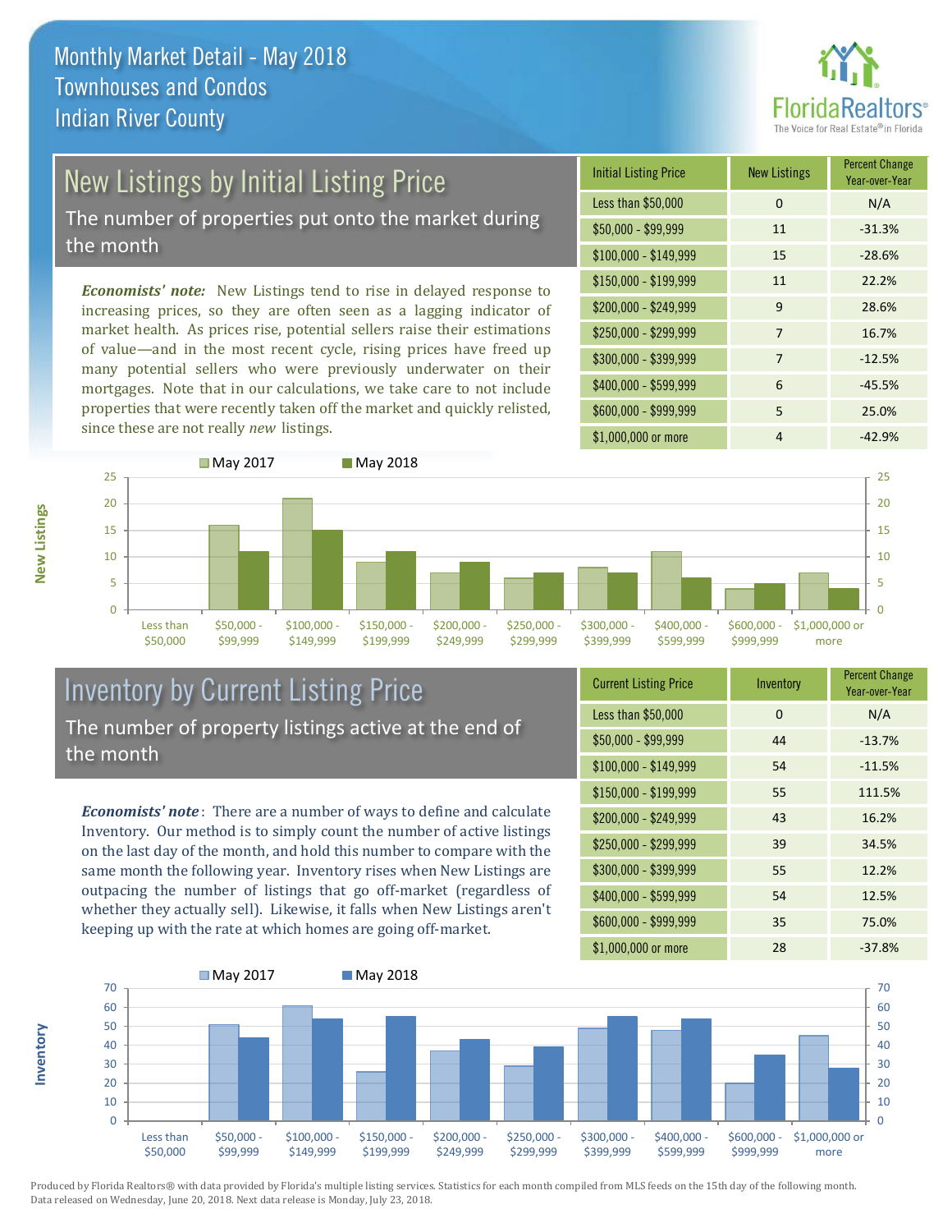# Monthly Market Detail - May 2018
## Townhouses and Condos
## Indian River County

## New Listings by Initial Listing Price

The number of properties put onto the market during the month

*Economists' note:* New Listings tend to rise in delayed response to increasing prices, so they are often seen as a lagging indicator of market health. As prices rise, potential sellers raise their estimations of value—and in the most recent cycle, rising prices have freed up many potential sellers who were previously underwater on their mortgages. Note that in our calculations, we take care to not include properties that were recently taken off the market and quickly relisted, since these are not really *new* listings.

| Initial Listing Price | New Listings | Percent Change Year-over-Year |
|---|---|---|
| Less than $50,000 | 0 | N/A |
| $50,000 - $99,999 | 11 | -31.3% |
| $100,000 - $149,999 | 15 | -28.6% |
| $150,000 - $199,999 | 11 | 22.2% |
| $200,000 - $249,999 | 9 | 28.6% |
| $250,000 - $299,999 | 7 | 16.7% |
| $300,000 - $399,999 | 7 | -12.5% |
| $400,000 - $599,999 | 6 | -45.5% |
| $600,000 - $999,999 | 5 | 25.0% |
| $1,000,000 or more | 4 | -42.9% |

## Inventory by Current Listing Price

The number of property listings active at the end of the month

*Economists' note*: There are a number of ways to define and calculate Inventory. Our method is to simply count the number of active listings on the last day of the month, and hold this number to compare with the same month the following year. Inventory rises when New Listings are outpacing the number of listings that go off-market (regardless of whether they actually sell). Likewise, it falls when New Listings aren't keeping up with the rate at which homes are going off-market.

| Current Listing Price | Inventory | Percent Change Year-over-Year |
|---|---|---|
| Less than $50,000 | 0 | N/A |
| $50,000 - $99,999 | 44 | -13.7% |
| $100,000 - $149,999 | 54 | -11.5% |
| $150,000 - $199,999 | 55 | 111.5% |
| $200,000 - $249,999 | 43 | 16.2% |
| $250,000 - $299,999 | 39 | 34.5% |
| $300,000 - $399,999 | 55 | 12.2% |
| $400,000 - $599,999 | 54 | 12.5% |
| $600,000 - $999,999 | 35 | 75.0% |
| $1,000,000 or more | 28 | -37.8% |

Produced by Florida Realtors® with data provided by Florida's multiple listing services. Statistics for each month compiled from MLS feeds on the 15th day of the following month. Data released on Wednesday, June 20, 2018. Next data release is Monday, July 23, 2018.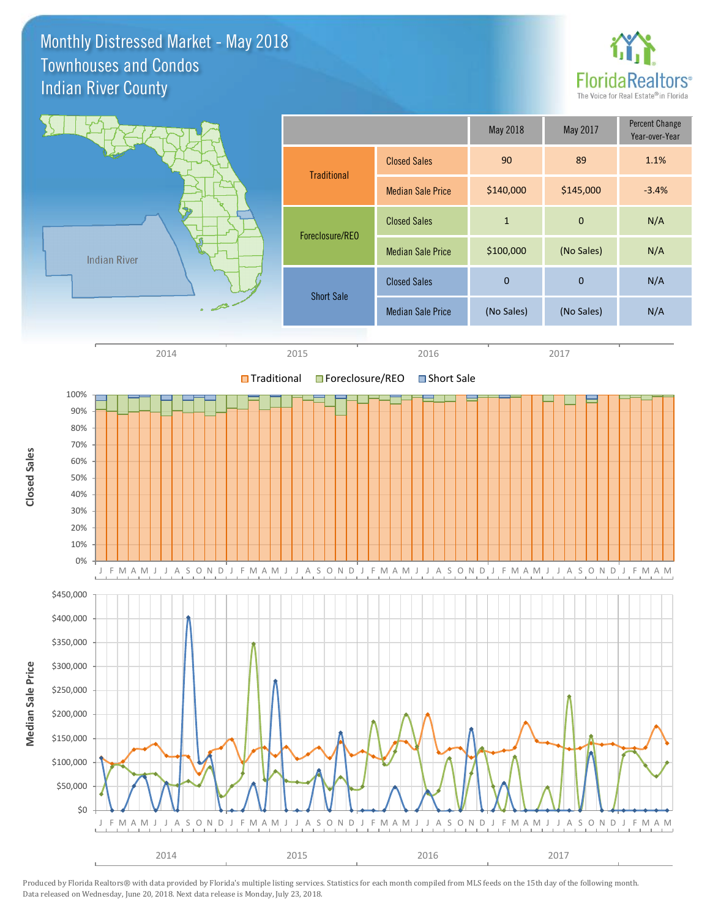# Monthly Distressed Market - May 2018
## Townhouses and Condos
## Indian River County

FloridaRealtors®
The Voice for Real Estate® in Florida

Indian River

| | | May 2018 | May 2017 | Percent Change Year-over-Year |
|---|---|---|---|---|
| Traditional | Closed Sales | 90 | 89 | 1.1% |
| | Median Sale Price | $140,000 | $145,000 | -3.4% |
| Foreclosure/REO | Closed Sales | 1 | 0 | N/A |
| | Median Sale Price | $100,000 | (No Sales) | N/A |
| Short Sale | Closed Sales | 0 | 0 | N/A |
| | Median Sale Price | (No Sales) | (No Sales) | N/A |

2014 2015 2016 2017

Traditional Foreclosure/REO Short Sale

Closed Sales

100% 90% 80% 70% 60% 50% 40% 30% 20% 10% 0%

J F M A M J J A S O N D J F M A M J J A S O N D J F M A M J J A S O N D J F M A M J J A S O N D J F M A M

Median Sale Price

$450,000 $400,000 $350,000 $300,000 $250,000 $200,000 $150,000 $100,000 $50,000 $0

J F M A M J J A S O N D J F M A M J J A S O N D J F M A M J J A S O N D J F M A M J J A S O N D J F M A M

2014 2015 2016 2017

Produced by Florida Realtors® with data provided by Florida's multiple listing services. Statistics for each month compiled from MLS feeds on the 15th day of the following month.
Data released on Wednesday, June 20, 2018. Next data release is Monday, July 23, 2018.